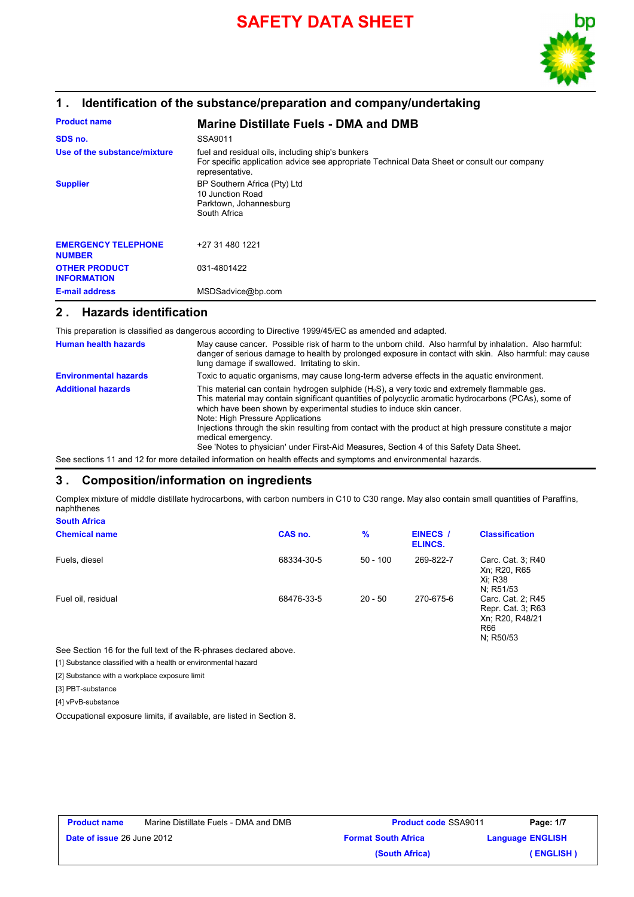# SAFETY DATA SHEET

## 1 . Identification of the substance/preparation and company/undertaking

| | |
|---|---|
| **Product name** | **Marine Distillate Fuels - DMA and DMB** |
| **SDS no.** | SSA9011 |
| **Use of the substance/mixture** | fuel and residual oils, including ship's bunkers<br>For specific application advice see appropriate Technical Data Sheet or consult our company representative. |
| **Supplier** | BP Southern Africa (Pty) Ltd<br>10 Junction Road<br>Parktown, Johannesburg<br>South Africa |
| **EMERGENCY TELEPHONE NUMBER** | +27 31 480 1221 |
| **OTHER PRODUCT INFORMATION** | 031-4801422 |
| **E-mail address** | MSDSadvice@bp.com |

## 2 . Hazards identification

This preparation is classified as dangerous according to Directive 1999/45/EC as amended and adapted.

| | |
|---|---|
| **Human health hazards** | May cause cancer. Possible risk of harm to the unborn child. Also harmful by inhalation. Also harmful: danger of serious damage to health by prolonged exposure in contact with skin. Also harmful: may cause lung damage if swallowed. Irritating to skin. |
| **Environmental hazards** | Toxic to aquatic organisms, may cause long-term adverse effects in the aquatic environment. |
| **Additional hazards** | This material can contain hydrogen sulphide ($H_2S$), a very toxic and extremely flammable gas.<br>This material may contain significant quantities of polycyclic aromatic hydrocarbons (PCAs), some of which have been shown by experimental studies to induce skin cancer.<br>Note: High Pressure Applications<br>Injections through the skin resulting from contact with the product at high pressure constitute a major medical emergency.<br>See 'Notes to physician' under First-Aid Measures, Section 4 of this Safety Data Sheet. |

See sections 11 and 12 for more detailed information on health effects and symptoms and environmental hazards.

## 3 . Composition/information on ingredients

Complex mixture of middle distillate hydrocarbons, with carbon numbers in C10 to C30 range. May also contain small quantities of Paraffins, naphthenes

**South Africa**

| Chemical name | CAS no. | % | EINECS / ELINCS. | Classification |
|---|---|---|---|---|
| Fuels, diesel | 68334-30-5 | 50 - 100 | 269-822-7 | Carc. Cat. 3; R40<br>Xn; R20, R65<br>Xi; R38<br>N; R51/53 |
| Fuel oil, residual | 68476-33-5 | 20 - 50 | 270-675-6 | Carc. Cat. 2; R45<br>Repr. Cat. 3; R63<br>Xn; R20, R48/21<br>R66<br>N; R50/53 |

See Section 16 for the full text of the R-phrases declared above.

[1] Substance classified with a health or environmental hazard

[2] Substance with a workplace exposure limit

[3] PBT-substance

[4] vPvB-substance

Occupational exposure limits, if available, are listed in Section 8.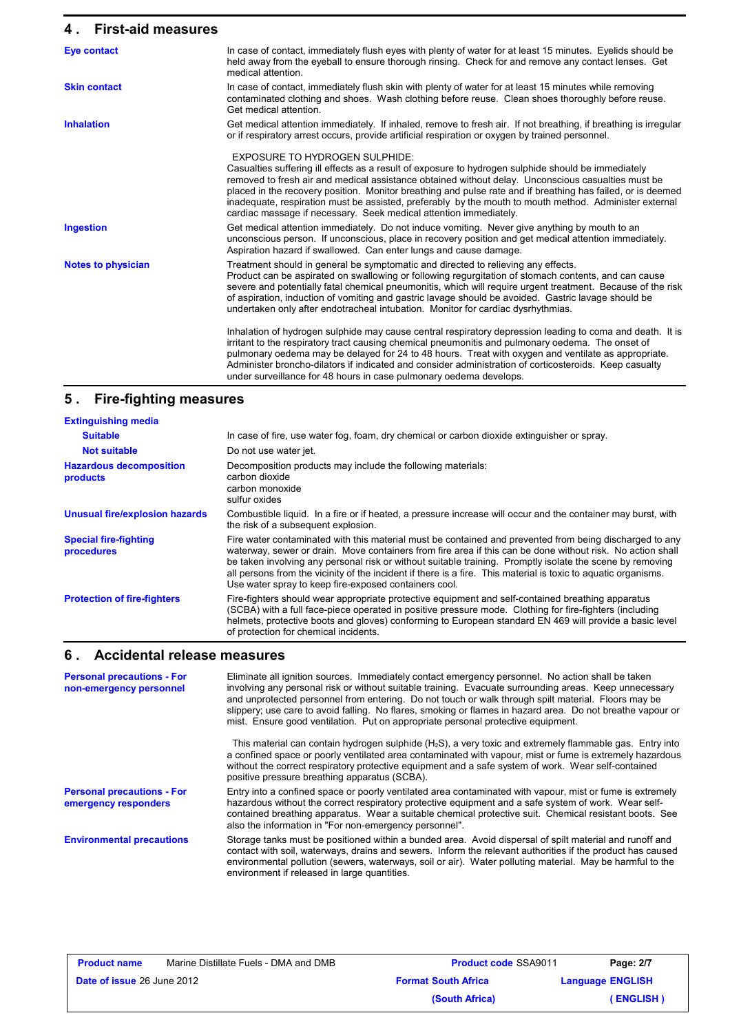## 4 . First-aid measures

**Eye contact**

In case of contact, immediately flush eyes with plenty of water for at least 15 minutes. Eyelids should be held away from the eyeball to ensure thorough rinsing. Check for and remove any contact lenses. Get medical attention.

**Skin contact**

In case of contact, immediately flush skin with plenty of water for at least 15 minutes while removing contaminated clothing and shoes. Wash clothing before reuse. Clean shoes thoroughly before reuse. Get medical attention.

**Inhalation**

Get medical attention immediately. If inhaled, remove to fresh air. If not breathing, if breathing is irregular or if respiratory arrest occurs, provide artificial respiration or oxygen by trained personnel.

EXPOSURE TO HYDROGEN SULPHIDE:
Casualties suffering ill effects as a result of exposure to hydrogen sulphide should be immediately removed to fresh air and medical assistance obtained without delay. Unconscious casualties must be placed in the recovery position. Monitor breathing and pulse rate and if breathing has failed, or is deemed inadequate, respiration must be assisted, preferably by the mouth to mouth method. Administer external cardiac massage if necessary. Seek medical attention immediately.

**Ingestion**

Get medical attention immediately. Do not induce vomiting. Never give anything by mouth to an unconscious person. If unconscious, place in recovery position and get medical attention immediately. Aspiration hazard if swallowed. Can enter lungs and cause damage.

**Notes to physician**

Treatment should in general be symptomatic and directed to relieving any effects.
Product can be aspirated on swallowing or following regurgitation of stomach contents, and can cause severe and potentially fatal chemical pneumonitis, which will require urgent treatment. Because of the risk of aspiration, induction of vomiting and gastric lavage should be avoided. Gastric lavage should be undertaken only after endotracheal intubation. Monitor for cardiac dysrhythmias.

Inhalation of hydrogen sulphide may cause central respiratory depression leading to coma and death. It is irritant to the respiratory tract causing chemical pneumonitis and pulmonary oedema. The onset of pulmonary oedema may be delayed for 24 to 48 hours. Treat with oxygen and ventilate as appropriate. Administer broncho-dilators if indicated and consider administration of corticosteroids. Keep casualty under surveillance for 48 hours in case pulmonary oedema develops.

## 5 . Fire-fighting measures

**Extinguishing media**

**Suitable**

In case of fire, use water fog, foam, dry chemical or carbon dioxide extinguisher or spray.

**Not suitable**

Do not use water jet.

**Hazardous decomposition products**

Decomposition products may include the following materials:
carbon dioxide
carbon monoxide
sulfur oxides

**Unusual fire/explosion hazards**

Combustible liquid. In a fire or if heated, a pressure increase will occur and the container may burst, with the risk of a subsequent explosion.

**Special fire-fighting procedures**

Fire water contaminated with this material must be contained and prevented from being discharged to any waterway, sewer or drain. Move containers from fire area if this can be done without risk. No action shall be taken involving any personal risk or without suitable training. Promptly isolate the scene by removing all persons from the vicinity of the incident if there is a fire. This material is toxic to aquatic organisms. Use water spray to keep fire-exposed containers cool.

**Protection of fire-fighters**

Fire-fighters should wear appropriate protective equipment and self-contained breathing apparatus (SCBA) with a full face-piece operated in positive pressure mode. Clothing for fire-fighters (including helmets, protective boots and gloves) conforming to European standard EN 469 will provide a basic level of protection for chemical incidents.

## 6 . Accidental release measures

**Personal precautions - For non-emergency personnel**

Eliminate all ignition sources. Immediately contact emergency personnel. No action shall be taken involving any personal risk or without suitable training. Evacuate surrounding areas. Keep unnecessary and unprotected personnel from entering. Do not touch or walk through spilt material. Floors may be slippery; use care to avoid falling. No flares, smoking or flames in hazard area. Do not breathe vapour or mist. Ensure good ventilation. Put on appropriate personal protective equipment.

This material can contain hydrogen sulphide ($H_2S$), a very toxic and extremely flammable gas. Entry into a confined space or poorly ventilated area contaminated with vapour, mist or fume is extremely hazardous without the correct respiratory protective equipment and a safe system of work. Wear self-contained positive pressure breathing apparatus (SCBA).

**Personal precautions - For emergency responders**

Entry into a confined space or poorly ventilated area contaminated with vapour, mist or fume is extremely hazardous without the correct respiratory protective equipment and a safe system of work. Wear self-contained breathing apparatus. Wear a suitable chemical protective suit. Chemical resistant boots. See also the information in "For non-emergency personnel".

**Environmental precautions**

Storage tanks must be positioned within a bunded area. Avoid dispersal of spilt material and runoff and contact with soil, waterways, drains and sewers. Inform the relevant authorities if the product has caused environmental pollution (sewers, waterways, soil or air). Water polluting material. May be harmful to the environment if released in large quantities.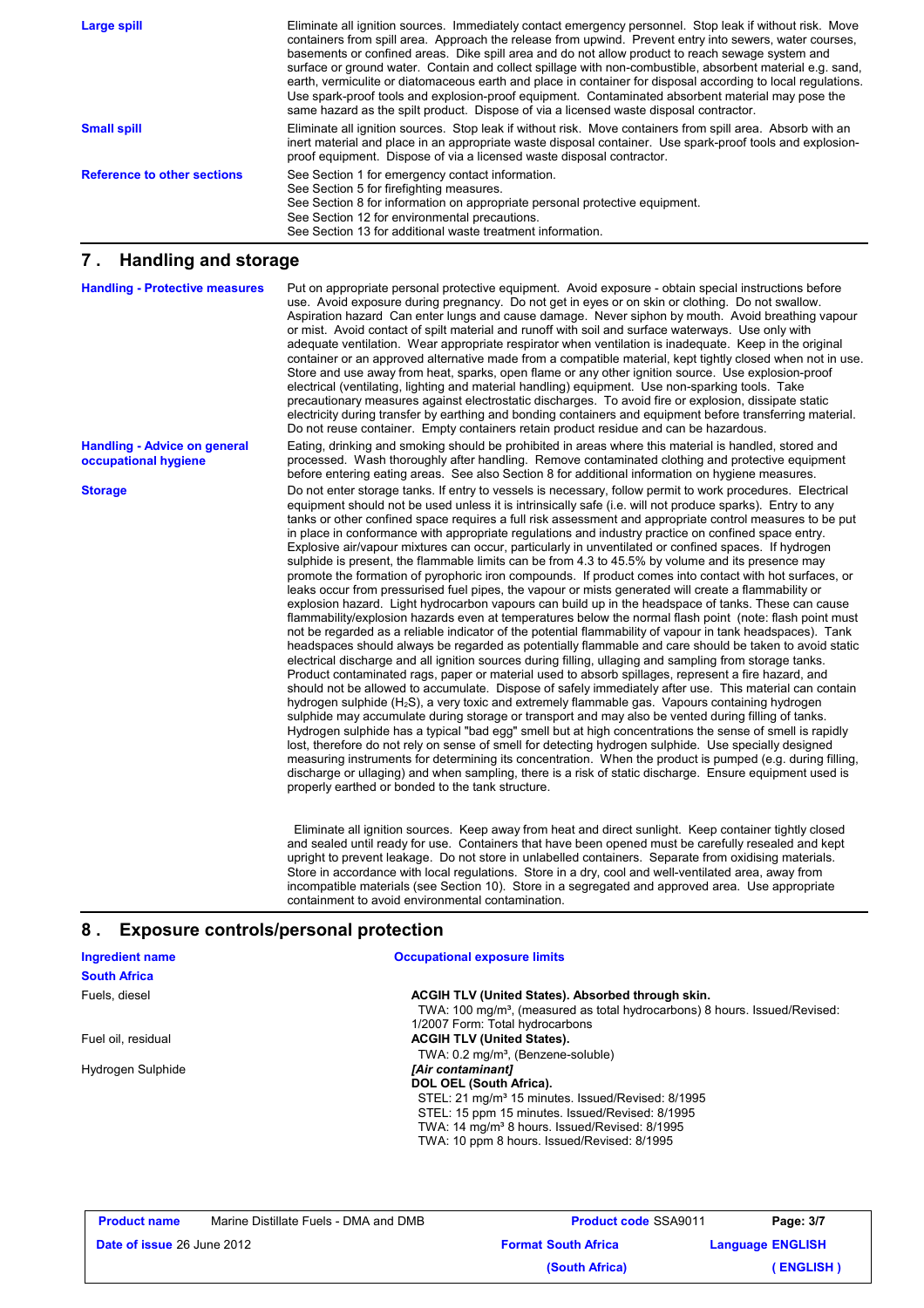| | |
|---|---|
| **Large spill** | Eliminate all ignition sources. Immediately contact emergency personnel. Stop leak if without risk. Move containers from spill area. Approach the release from upwind. Prevent entry into sewers, water courses, basements or confined areas. Dike spill area and do not allow product to reach sewage system and surface or ground water. Contain and collect spillage with non-combustible, absorbent material e.g. sand, earth, vermiculite or diatomaceous earth and place in container for disposal according to local regulations. Use spark-proof tools and explosion-proof equipment. Contaminated absorbent material may pose the same hazard as the spilt product. Dispose of via a licensed waste disposal contractor. |
| **Small spill** | Eliminate all ignition sources. Stop leak if without risk. Move containers from spill area. Absorb with an inert material and place in an appropriate waste disposal container. Use spark-proof tools and explosion-proof equipment. Dispose of via a licensed waste disposal contractor. |
| **Reference to other sections** | See Section 1 for emergency contact information.<br>See Section 5 for firefighting measures.<br>See Section 8 for information on appropriate personal protective equipment.<br>See Section 12 for environmental precautions.<br>See Section 13 for additional waste treatment information. |

## 7. Handling and storage

| | |
|---|---|
| **Handling - Protective measures** | Put on appropriate personal protective equipment. Avoid exposure - obtain special instructions before use. Avoid exposure during pregnancy. Do not get in eyes or on skin or clothing. Do not swallow. Aspiration hazard Can enter lungs and cause damage. Never siphon by mouth. Avoid breathing vapour or mist. Avoid contact of spilt material and runoff with soil and surface waterways. Use only with adequate ventilation. Wear appropriate respirator when ventilation is inadequate. Keep in the original container or an approved alternative made from a compatible material, kept tightly closed when not in use. Store and use away from heat, sparks, open flame or any other ignition source. Use explosion-proof electrical (ventilating, lighting and material handling) equipment. Use non-sparking tools. Take precautionary measures against electrostatic discharges. To avoid fire or explosion, dissipate static electricity during transfer by earthing and bonding containers and equipment before transferring material. Do not reuse container. Empty containers retain product residue and can be hazardous. |
| **Handling - Advice on general occupational hygiene** | Eating, drinking and smoking should be prohibited in areas where this material is handled, stored and processed. Wash thoroughly after handling. Remove contaminated clothing and protective equipment before entering eating areas. See also Section 8 for additional information on hygiene measures. |
| **Storage** | Do not enter storage tanks. If entry to vessels is necessary, follow permit to work procedures. Electrical equipment should not be used unless it is intrinsically safe (i.e. will not produce sparks). Entry to any tanks or other confined space requires a full risk assessment and appropriate control measures to be put in place in conformance with appropriate regulations and industry practice on confined space entry. Explosive air/vapour mixtures can occur, particularly in unventilated or confined spaces. If hydrogen sulphide is present, the flammable limits can be from 4.3 to 45.5% by volume and its presence may promote the formation of pyrophoric iron compounds. If product comes into contact with hot surfaces, or leaks occur from pressurised fuel pipes, the vapour or mists generated will create a flammability or explosion hazard. Light hydrocarbon vapours can build up in the headspace of tanks. These can cause flammability/explosion hazards even at temperatures below the normal flash point (note: flash point must not be regarded as a reliable indicator of the potential flammability of vapour in tank headspaces). Tank headspaces should always be regarded as potentially flammable and care should be taken to avoid static electrical discharge and all ignition sources during filling, ullaging and sampling from storage tanks. Product contaminated rags, paper or material used to absorb spillages, represent a fire hazard, and should not be allowed to accumulate. Dispose of safely immediately after use. This material can contain hydrogen sulphide ($H_2S$), a very toxic and extremely flammable gas. Vapours containing hydrogen sulphide may accumulate during storage or transport and may also be vented during filling of tanks. Hydrogen sulphide has a typical "bad egg" smell but at high concentrations the sense of smell is rapidly lost, therefore do not rely on sense of smell for detecting hydrogen sulphide. Use specially designed measuring instruments for determining its concentration. When the product is pumped (e.g. during filling, discharge or ullaging) and when sampling, there is a risk of static discharge. Ensure equipment used is properly earthed or bonded to the tank structure.<br><br>Eliminate all ignition sources. Keep away from heat and direct sunlight. Keep container tightly closed and sealed until ready for use. Containers that have been opened must be carefully resealed and kept upright to prevent leakage. Do not store in unlabelled containers. Separate from oxidising materials. Store in accordance with local regulations. Store in a dry, cool and well-ventilated area, away from incompatible materials (see Section 10). Store in a segregated and approved area. Use appropriate containment to avoid environmental contamination. |

## 8. Exposure controls/personal protection

| **Ingredient name** | **Occupational exposure limits** |
|---|---|
| **South Africa** | |
| Fuels, diesel | **ACGIH TLV (United States). Absorbed through skin.**<br>TWA: 100 mg/m³, (measured as total hydrocarbons) 8 hours. Issued/Revised: 1/2007 Form: Total hydrocarbons |
| Fuel oil, residual | **ACGIH TLV (United States).**<br>TWA: 0.2 mg/m³, (Benzene-soluble) |
| Hydrogen Sulphide | ***[Air contaminant]***<br>**DOL OEL (South Africa).**<br>STEL: 21 mg/m³ 15 minutes. Issued/Revised: 8/1995<br>STEL: 15 ppm 15 minutes. Issued/Revised: 8/1995<br>TWA: 14 mg/m³ 8 hours. Issued/Revised: 8/1995<br>TWA: 10 ppm 8 hours. Issued/Revised: 8/1995 |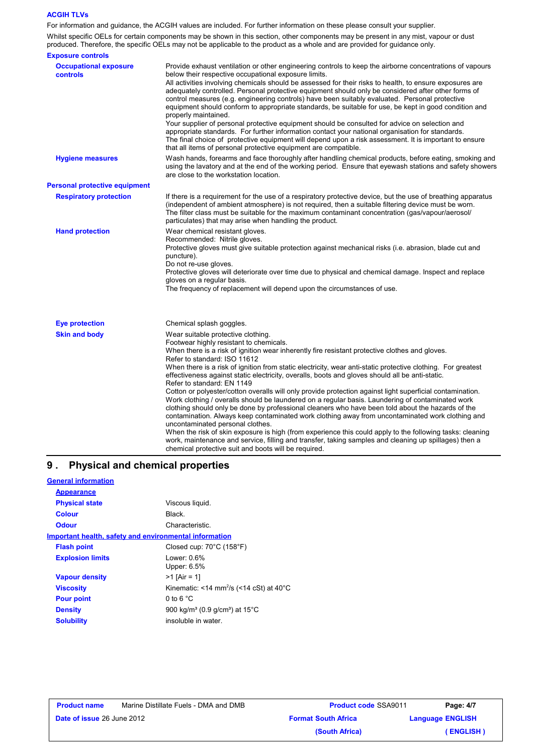### ACGIH TLVs

For information and guidance, the ACGIH values are included. For further information on these please consult your supplier.

Whilst specific OELs for certain components may be shown in this section, other components may be present in any mist, vapour or dust produced. Therefore, the specific OELs may not be applicable to the product as a whole and are provided for guidance only.

### Exposure controls

| | |
|---|---|
| **Occupational exposure controls** | Provide exhaust ventilation or other engineering controls to keep the airborne concentrations of vapours below their respective occupational exposure limits.<br>All activities involving chemicals should be assessed for their risks to health, to ensure exposures are adequately controlled. Personal protective equipment should only be considered after other forms of control measures (e.g. engineering controls) have been suitably evaluated. Personal protective equipment should conform to appropriate standards, be suitable for use, be kept in good condition and properly maintained.<br>Your supplier of personal protective equipment should be consulted for advice on selection and appropriate standards. For further information contact your national organisation for standards.<br>The final choice of protective equipment will depend upon a risk assessment. It is important to ensure that all items of personal protective equipment are compatible. |
| **Hygiene measures** | Wash hands, forearms and face thoroughly after handling chemical products, before eating, smoking and using the lavatory and at the end of the working period. Ensure that eyewash stations and safety showers are close to the workstation location. |

### Personal protective equipment

| | |
|---|---|
| **Respiratory protection** | If there is a requirement for the use of a respiratory protective device, but the use of breathing apparatus (independent of ambient atmosphere) is not required, then a suitable filtering device must be worn. The filter class must be suitable for the maximum contaminant concentration (gas/vapour/aerosol/ particulates) that may arise when handling the product. |
| **Hand protection** | Wear chemical resistant gloves.<br>Recommended: Nitrile gloves.<br>Protective gloves must give suitable protection against mechanical risks (i.e. abrasion, blade cut and puncture).<br>Do not re-use gloves.<br>Protective gloves will deteriorate over time due to physical and chemical damage. Inspect and replace gloves on a regular basis.<br>The frequency of replacement will depend upon the circumstances of use. |
| **Eye protection** | Chemical splash goggles. |
| **Skin and body** | Wear suitable protective clothing.<br>Footwear highly resistant to chemicals.<br>When there is a risk of ignition wear inherently fire resistant protective clothes and gloves.<br>Refer to standard: ISO 11612<br>When there is a risk of ignition from static electricity, wear anti-static protective clothing. For greatest effectiveness against static electricity, overalls, boots and gloves should all be anti-static.<br>Refer to standard: EN 1149<br>Cotton or polyester/cotton overalls will only provide protection against light superficial contamination. Work clothing / overalls should be laundered on a regular basis. Laundering of contaminated work clothing should only be done by professional cleaners who have been told about the hazards of the contamination. Always keep contaminated work clothing away from uncontaminated work clothing and uncontaminated personal clothes.<br>When the risk of skin exposure is high (from experience this could apply to the following tasks: cleaning work, maintenance and service, filling and transfer, taking samples and cleaning up spillages) then a chemical protective suit and boots will be required. |

## 9 . Physical and chemical properties

### General information

**Appearance**

| | |
|---|---|
| **Physical state** | Viscous liquid. |
| **Colour** | Black. |
| **Odour** | Characteristic. |

### Important health, safety and environmental information

| | |
|---|---|
| **Flash point** | Closed cup: 70°C (158°F) |
| **Explosion limits** | Lower: 0.6%<br>Upper: 6.5% |
| **Vapour density** | >1 [Air = 1] |
| **Viscosity** | Kinematic: <14 $mm^2/s$ (<14 cSt) at 40°C |
| **Pour point** | 0 to 6 °C |
| **Density** | 900 $kg/m^3$ (0.9 $g/cm^3$) at 15°C |
| **Solubility** | insoluble in water. |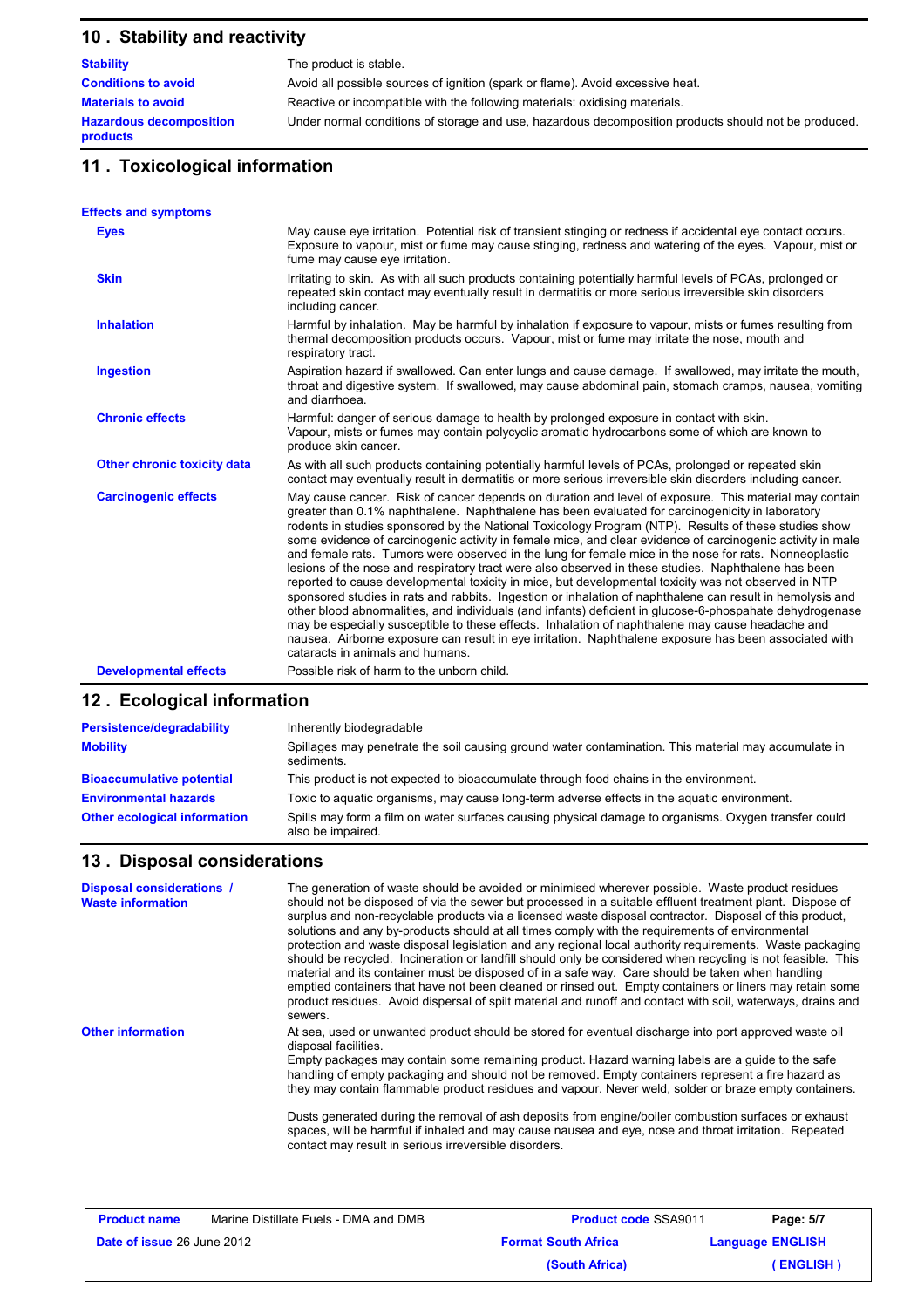## 10 . Stability and reactivity

| | |
|---|---|
| **Stability** | The product is stable. |
| **Conditions to avoid** | Avoid all possible sources of ignition (spark or flame). Avoid excessive heat. |
| **Materials to avoid** | Reactive or incompatible with the following materials: oxidising materials. |
| **Hazardous decomposition products** | Under normal conditions of storage and use, hazardous decomposition products should not be produced. |

## 11 . Toxicological information

**Effects and symptoms**

| | |
|---|---|
| **Eyes** | May cause eye irritation. Potential risk of transient stinging or redness if accidental eye contact occurs. Exposure to vapour, mist or fume may cause stinging, redness and watering of the eyes. Vapour, mist or fume may cause eye irritation. |
| **Skin** | Irritating to skin. As with all such products containing potentially harmful levels of PCAs, prolonged or repeated skin contact may eventually result in dermatitis or more serious irreversible skin disorders including cancer. |
| **Inhalation** | Harmful by inhalation. May be harmful by inhalation if exposure to vapour, mists or fumes resulting from thermal decomposition products occurs. Vapour, mist or fume may irritate the nose, mouth and respiratory tract. |
| **Ingestion** | Aspiration hazard if swallowed. Can enter lungs and cause damage. If swallowed, may irritate the mouth, throat and digestive system. If swallowed, may cause abdominal pain, stomach cramps, nausea, vomiting and diarrhoea. |
| **Chronic effects** | Harmful: danger of serious damage to health by prolonged exposure in contact with skin. Vapour, mists or fumes may contain polycyclic aromatic hydrocarbons some of which are known to produce skin cancer. |
| **Other chronic toxicity data** | As with all such products containing potentially harmful levels of PCAs, prolonged or repeated skin contact may eventually result in dermatitis or more serious irreversible skin disorders including cancer. |
| **Carcinogenic effects** | May cause cancer. Risk of cancer depends on duration and level of exposure. This material may contain greater than 0.1% naphthalene. Naphthalene has been evaluated for carcinogenicity in laboratory rodents in studies sponsored by the National Toxicology Program (NTP). Results of these studies show some evidence of carcinogenic activity in female mice, and clear evidence of carcinogenic activity in male and female rats. Tumors were observed in the lung for female mice in the nose for rats. Nonneoplastic lesions of the nose and respiratory tract were also observed in these studies. Naphthalene has been reported to cause developmental toxicity in mice, but developmental toxicity was not observed in NTP sponsored studies in rats and rabbits. Ingestion or inhalation of naphthalene can result in hemolysis and other blood abnormalities, and individuals (and infants) deficient in glucose-6-phospahate dehydrogenase may be especially susceptible to these effects. Inhalation of naphthalene may cause headache and nausea. Airborne exposure can result in eye irritation. Naphthalene exposure has been associated with cataracts in animals and humans. |
| **Developmental effects** | Possible risk of harm to the unborn child. |

## 12 . Ecological information

| | |
|---|---|
| **Persistence/degradability** | Inherently biodegradable |
| **Mobility** | Spillages may penetrate the soil causing ground water contamination. This material may accumulate in sediments. |
| **Bioaccumulative potential** | This product is not expected to bioaccumulate through food chains in the environment. |
| **Environmental hazards** | Toxic to aquatic organisms, may cause long-term adverse effects in the aquatic environment. |
| **Other ecological information** | Spills may form a film on water surfaces causing physical damage to organisms. Oxygen transfer could also be impaired. |

## 13 . Disposal considerations

| | |
|---|---|
| **Disposal considerations / Waste information** | The generation of waste should be avoided or minimised wherever possible. Waste product residues should not be disposed of via the sewer but processed in a suitable effluent treatment plant. Dispose of surplus and non-recyclable products via a licensed waste disposal contractor. Disposal of this product, solutions and any by-products should at all times comply with the requirements of environmental protection and waste disposal legislation and any regional local authority requirements. Waste packaging should be recycled. Incineration or landfill should only be considered when recycling is not feasible. This material and its container must be disposed of in a safe way. Care should be taken when handling emptied containers that have not been cleaned or rinsed out. Empty containers or liners may retain some product residues. Avoid dispersal of spilt material and runoff and contact with soil, waterways, drains and sewers. |
| **Other information** | At sea, used or unwanted product should be stored for eventual discharge into port approved waste oil disposal facilities.<br>Empty packages may contain some remaining product. Hazard warning labels are a guide to the safe handling of empty packaging and should not be removed. Empty containers represent a fire hazard as they may contain flammable product residues and vapour. Never weld, solder or braze empty containers.<br><br>Dusts generated during the removal of ash deposits from engine/boiler combustion surfaces or exhaust spaces, will be harmful if inhaled and may cause nausea and eye, nose and throat irritation. Repeated contact may result in serious irreversible disorders. |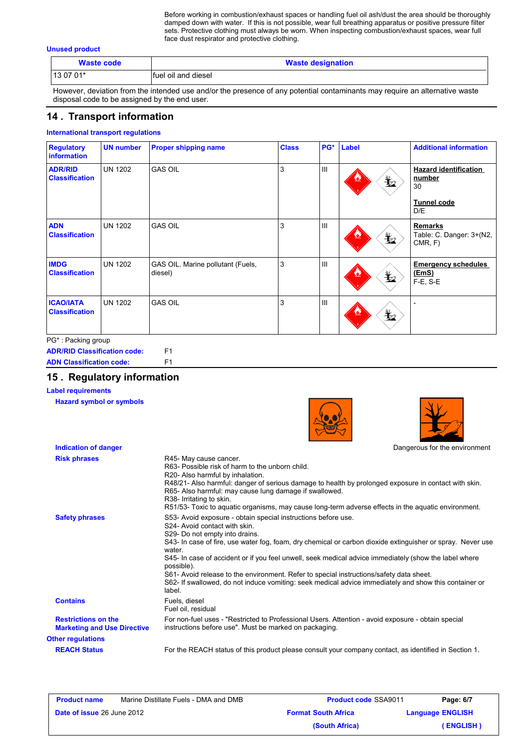Before working in combustion/exhaust spaces or handling fuel oil ash/dust the area should be thoroughly damped down with water. If this is not possible, wear full breathing apparatus or positive pressure filter sets. Protective clothing must always be worn. When inspecting combustion/exhaust spaces, wear full face dust respirator and protective clothing.

**Unused product**

| Waste code | Waste designation |
|---|---|
| 13 07 01* | fuel oil and diesel |

However, deviation from the intended use and/or the presence of any potential contaminants may require an alternative waste disposal code to be assigned by the end user.

## 14 . Transport information

**International transport regulations**

| Regulatory information | UN number | Proper shipping name | Class | PG* | Label | Additional information |
|---|---|---|---|---|---|---|
| **ADR/RID Classification** | UN 1202 | GAS OIL | 3 | III | | **Hazard identification number** 30 **Tunnel code** D/E |
| **ADN Classification** | UN 1202 | GAS OIL | 3 | III | | **Remarks** Table: C. Danger: 3+(N2, CMR, F) |
| **IMDG Classification** | UN 1202 | GAS OIL. Marine pollutant (Fuels, diesel) | 3 | III | | **Emergency schedules (EmS)** F-E, S-E |
| **ICAO/IATA Classification** | UN 1202 | GAS OIL | 3 | III | | - |

PG* : Packing group

**ADR/RID Classification code:** F1

**ADN Classification code:** F1

## 15 . Regulatory information

**Label requirements**

**Hazard symbol or symbols**

**Indication of danger** Dangerous for the environment

**Risk phrases**

R45- May cause cancer.
R63- Possible risk of harm to the unborn child.
R20- Also harmful by inhalation.
R48/21- Also harmful: danger of serious damage to health by prolonged exposure in contact with skin.
R65- Also harmful: may cause lung damage if swallowed.
R38- Irritating to skin.
R51/53- Toxic to aquatic organisms, may cause long-term adverse effects in the aquatic environment.

**Safety phrases**

S53- Avoid exposure - obtain special instructions before use.
S24- Avoid contact with skin.
S29- Do not empty into drains.
S43- In case of fire, use water fog, foam, dry chemical or carbon dioxide extinguisher or spray. Never use water.
S45- In case of accident or if you feel unwell, seek medical advice immediately (show the label where possible).
S61- Avoid release to the environment. Refer to special instructions/safety data sheet.
S62- If swallowed, do not induce vomiting: seek medical advice immediately and show this container or label.

**Contains**

Fuels, diesel
Fuel oil, residual

**Restrictions on the Marketing and Use Directive**

For non-fuel uses - "Restricted to Professional Users. Attention - avoid exposure - obtain special instructions before use". Must be marked on packaging.

**Other regulations**

**REACH Status**

For the REACH status of this product please consult your company contact, as identified in Section 1.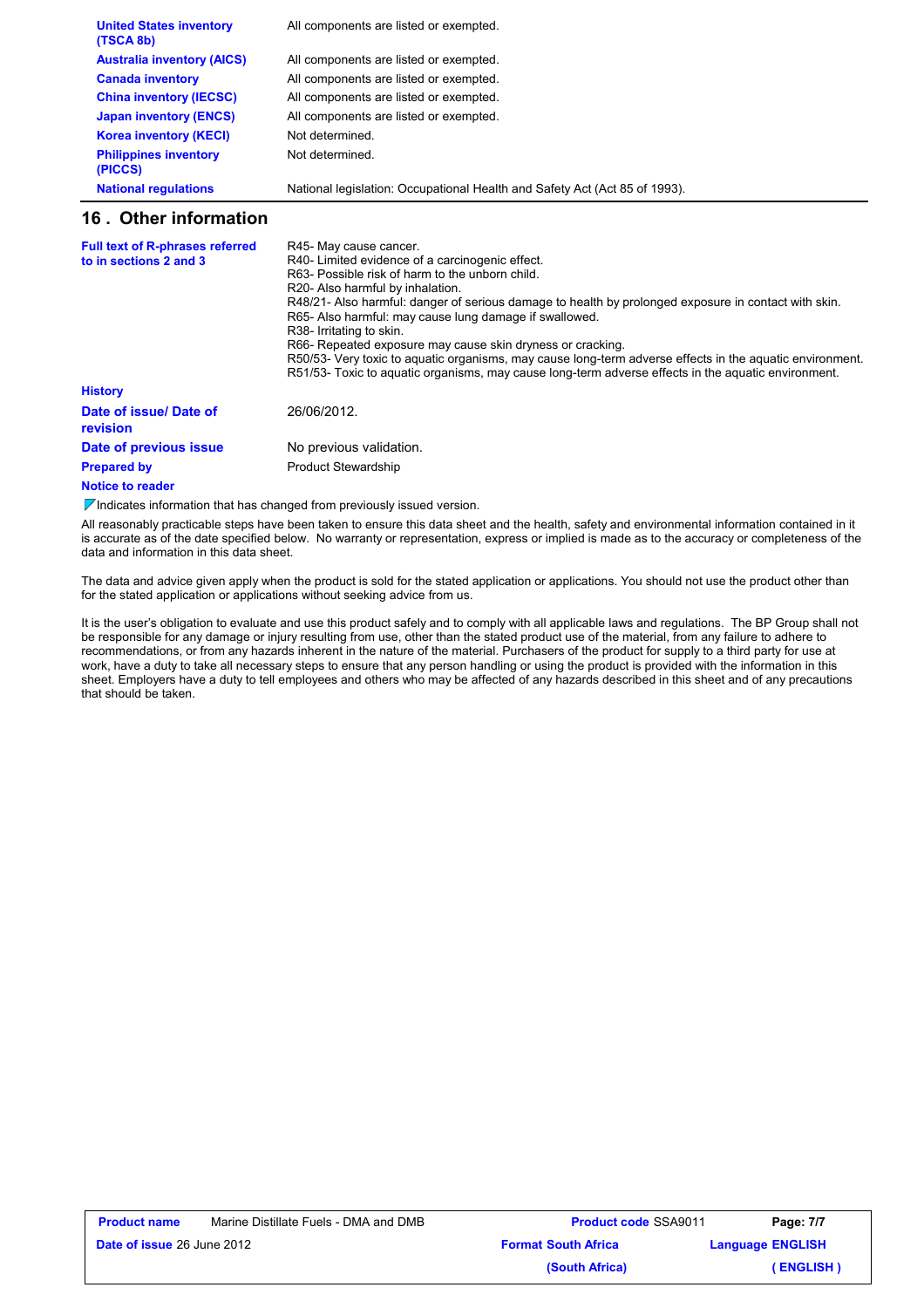| | |
|---|---|
| **United States inventory (TSCA 8b)** | All components are listed or exempted. |
| **Australia inventory (AICS)** | All components are listed or exempted. |
| **Canada inventory** | All components are listed or exempted. |
| **China inventory (IECSC)** | All components are listed or exempted. |
| **Japan inventory (ENCS)** | All components are listed or exempted. |
| **Korea inventory (KECI)** | Not determined. |
| **Philippines inventory (PICCS)** | Not determined. |
| **National regulations** | National legislation: Occupational Health and Safety Act (Act 85 of 1993). |

## 16 . Other information

**Full text of R-phrases referred to in sections 2 and 3**

R45- May cause cancer.
R40- Limited evidence of a carcinogenic effect.
R63- Possible risk of harm to the unborn child.
R20- Also harmful by inhalation.
R48/21- Also harmful: danger of serious damage to health by prolonged exposure in contact with skin.
R65- Also harmful: may cause lung damage if swallowed.
R38- Irritating to skin.
R66- Repeated exposure may cause skin dryness or cracking.
R50/53- Very toxic to aquatic organisms, may cause long-term adverse effects in the aquatic environment.
R51/53- Toxic to aquatic organisms, may cause long-term adverse effects in the aquatic environment.

**History**

| | |
|---|---|
| **Date of issue/ Date of revision** | 26/06/2012. |
| **Date of previous issue** | No previous validation. |
| **Prepared by** | Product Stewardship |

**Notice to reader**

Indicates information that has changed from previously issued version.

All reasonably practicable steps have been taken to ensure this data sheet and the health, safety and environmental information contained in it is accurate as of the date specified below. No warranty or representation, express or implied is made as to the accuracy or completeness of the data and information in this data sheet.

The data and advice given apply when the product is sold for the stated application or applications. You should not use the product other than for the stated application or applications without seeking advice from us.

It is the user's obligation to evaluate and use this product safely and to comply with all applicable laws and regulations. The BP Group shall not be responsible for any damage or injury resulting from use, other than the stated product use of the material, from any failure to adhere to recommendations, or from any hazards inherent in the nature of the material. Purchasers of the product for supply to a third party for use at work, have a duty to take all necessary steps to ensure that any person handling or using the product is provided with the information in this sheet. Employers have a duty to tell employees and others who may be affected of any hazards described in this sheet and of any precautions that should be taken.